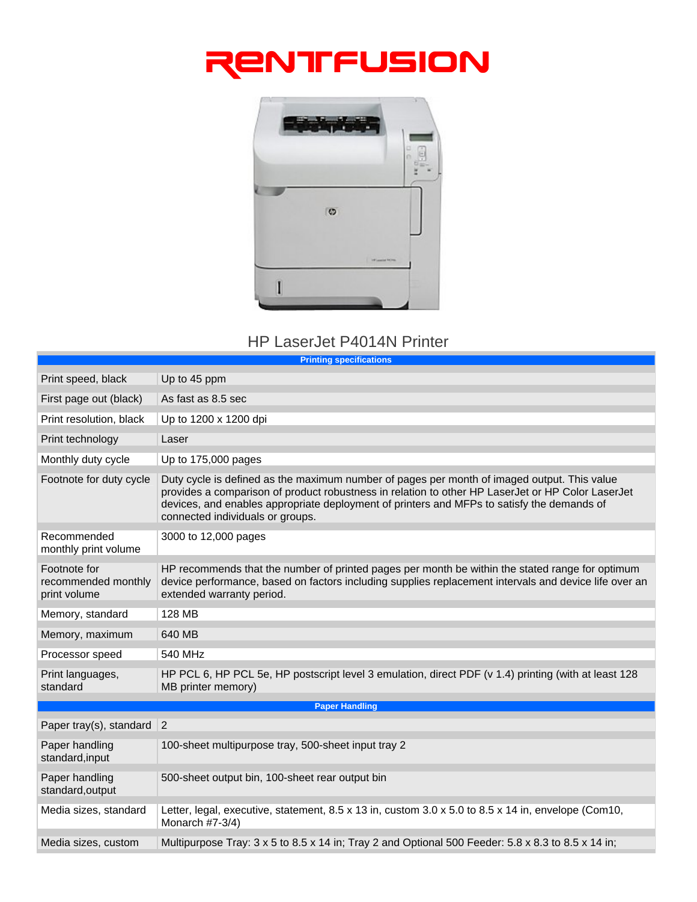# RENTFUSION

## HP LaserJet P4014N Printer

| Printing specifications | |
|---|---|
| Print speed, black | Up to 45 ppm |
| First page out (black) | As fast as 8.5 sec |
| Print resolution, black | Up to 1200 x 1200 dpi |
| Print technology | Laser |
| Monthly duty cycle | Up to 175,000 pages |
| Footnote for duty cycle | Duty cycle is defined as the maximum number of pages per month of imaged output. This value provides a comparison of product robustness in relation to other HP LaserJet or HP Color LaserJet devices, and enables appropriate deployment of printers and MFPs to satisfy the demands of connected individuals or groups. |
| Recommended monthly print volume | 3000 to 12,000 pages |
| Footnote for recommended monthly print volume | HP recommends that the number of printed pages per month be within the stated range for optimum device performance, based on factors including supplies replacement intervals and device life over an extended warranty period. |
| Memory, standard | 128 MB |
| Memory, maximum | 640 MB |
| Processor speed | 540 MHz |
| Print languages, standard | HP PCL 6, HP PCL 5e, HP postscript level 3 emulation, direct PDF (v 1.4) printing (with at least 128 MB printer memory) |
| **Paper Handling** | |
| Paper tray(s), standard | 2 |
| Paper handling standard,input | 100-sheet multipurpose tray, 500-sheet input tray 2 |
| Paper handling standard,output | 500-sheet output bin, 100-sheet rear output bin |
| Media sizes, standard | Letter, legal, executive, statement, 8.5 x 13 in, custom 3.0 x 5.0 to 8.5 x 14 in, envelope (Com10, Monarch #7-3/4) |
| Media sizes, custom | Multipurpose Tray: 3 x 5 to 8.5 x 14 in; Tray 2 and Optional 500 Feeder: 5.8 x 8.3 to 8.5 x 14 in; |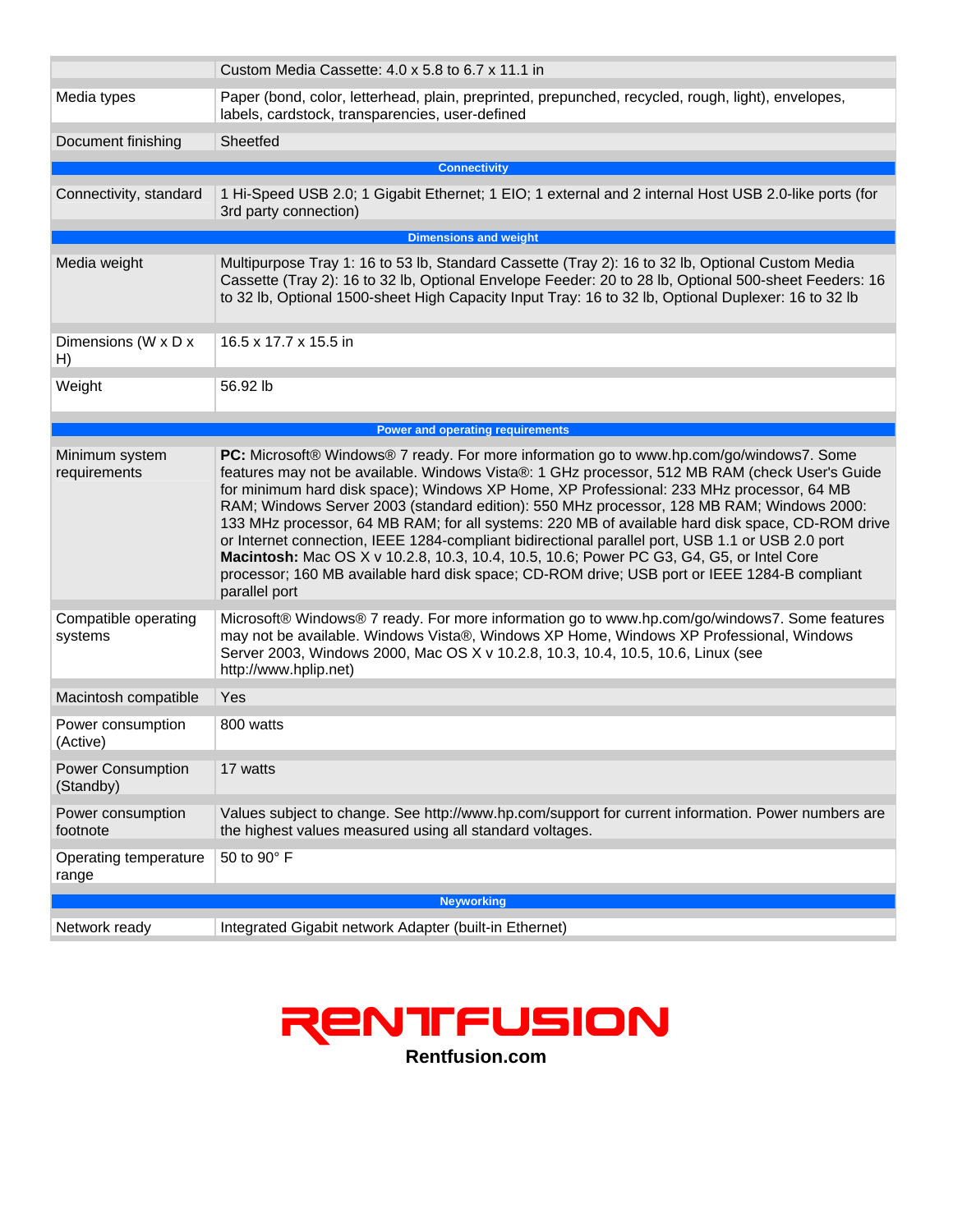| | |
|---|---|
| | Custom Media Cassette: 4.0 x 5.8 to 6.7 x 11.1 in |
| Media types | Paper (bond, color, letterhead, plain, preprinted, prepunched, recycled, rough, light), envelopes, labels, cardstock, transparencies, user-defined |
| Document finishing | Sheetfed |
| **Connectivity** | |
| Connectivity, standard | 1 Hi-Speed USB 2.0; 1 Gigabit Ethernet; 1 EIO; 1 external and 2 internal Host USB 2.0-like ports (for 3rd party connection) |
| **Dimensions and weight** | |
| Media weight | Multipurpose Tray 1: 16 to 53 lb, Standard Cassette (Tray 2): 16 to 32 lb, Optional Custom Media Cassette (Tray 2): 16 to 32 lb, Optional Envelope Feeder: 20 to 28 lb, Optional 500-sheet Feeders: 16 to 32 lb, Optional 1500-sheet High Capacity Input Tray: 16 to 32 lb, Optional Duplexer: 16 to 32 lb |
| Dimensions (W x D x H) | 16.5 x 17.7 x 15.5 in |
| Weight | 56.92 lb |
| **Power and operating requirements** | |
| Minimum system requirements | **PC:** Microsoft® Windows® 7 ready. For more information go to www.hp.com/go/windows7. Some features may not be available. Windows Vista®: 1 GHz processor, 512 MB RAM (check User's Guide for minimum hard disk space); Windows XP Home, XP Professional: 233 MHz processor, 64 MB RAM; Windows Server 2003 (standard edition): 550 MHz processor, 128 MB RAM; Windows 2000: 133 MHz processor, 64 MB RAM; for all systems: 220 MB of available hard disk space, CD-ROM drive or Internet connection, IEEE 1284-compliant bidirectional parallel port, USB 1.1 or USB 2.0 port **Macintosh:** Mac OS X v 10.2.8, 10.3, 10.4, 10.5, 10.6; Power PC G3, G4, G5, or Intel Core processor; 160 MB available hard disk space; CD-ROM drive; USB port or IEEE 1284-B compliant parallel port |
| Compatible operating systems | Microsoft® Windows® 7 ready. For more information go to www.hp.com/go/windows7. Some features may not be available. Windows Vista®, Windows XP Home, Windows XP Professional, Windows Server 2003, Windows 2000, Mac OS X v 10.2.8, 10.3, 10.4, 10.5, 10.6, Linux (see http://www.hplip.net) |
| Macintosh compatible | Yes |
| Power consumption (Active) | 800 watts |
| Power Consumption (Standby) | 17 watts |
| Power consumption footnote | Values subject to change. See http://www.hp.com/support for current information. Power numbers are the highest values measured using all standard voltages. |
| Operating temperature range | 50 to 90° F |
| **Neyworking** | |
| Network ready | Integrated Gigabit network Adapter (built-in Ethernet) |

RENTFUSION

Rentfusion.com